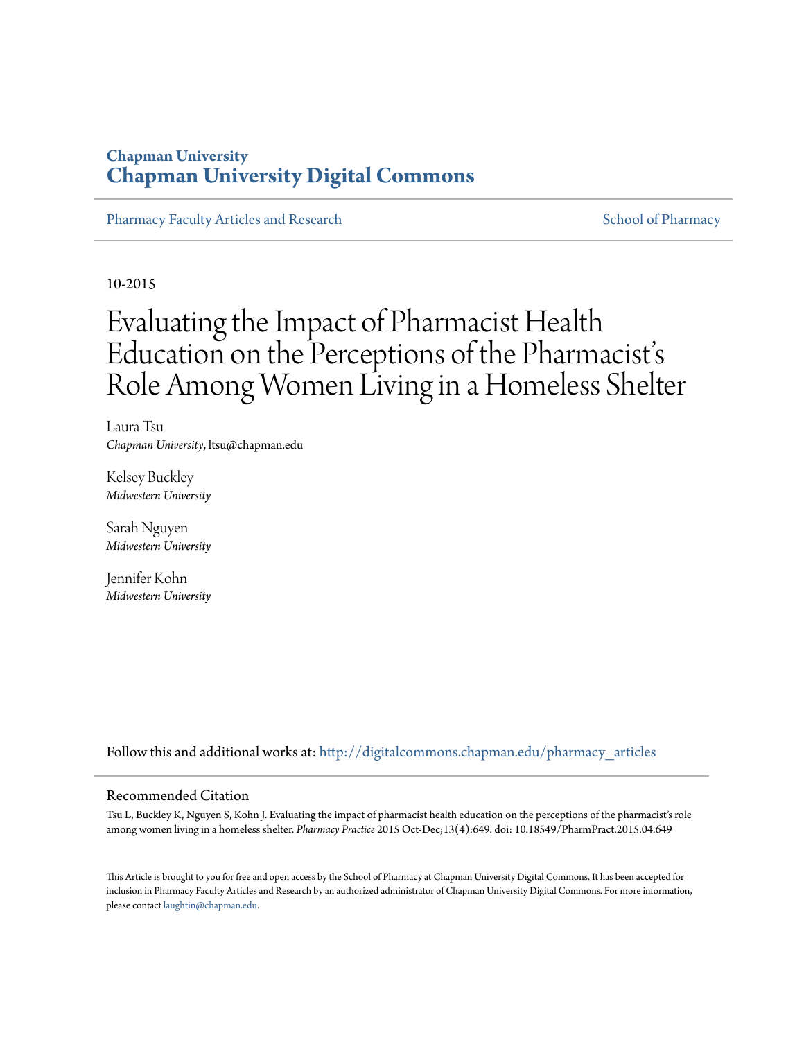**Chapman University**
**Chapman University Digital Commons**

Pharmacy Faculty Articles and Research | School of Pharmacy

10-2015

# Evaluating the Impact of Pharmacist Health Education on the Perceptions of the Pharmacist's Role Among Women Living in a Homeless Shelter

Laura Tsu
*Chapman University*, ltsu@chapman.edu

Kelsey Buckley
*Midwestern University*

Sarah Nguyen
*Midwestern University*

Jennifer Kohn
*Midwestern University*

Follow this and additional works at: http://digitalcommons.chapman.edu/pharmacy_articles

## Recommended Citation

Tsu L, Buckley K, Nguyen S, Kohn J. Evaluating the impact of pharmacist health education on the perceptions of the pharmacist's role among women living in a homeless shelter. *Pharmacy Practice* 2015 Oct-Dec;13(4):649. doi: 10.18549/PharmPract.2015.04.649

This Article is brought to you for free and open access by the School of Pharmacy at Chapman University Digital Commons. It has been accepted for inclusion in Pharmacy Faculty Articles and Research by an authorized administrator of Chapman University Digital Commons. For more information, please contact laughtin@chapman.edu.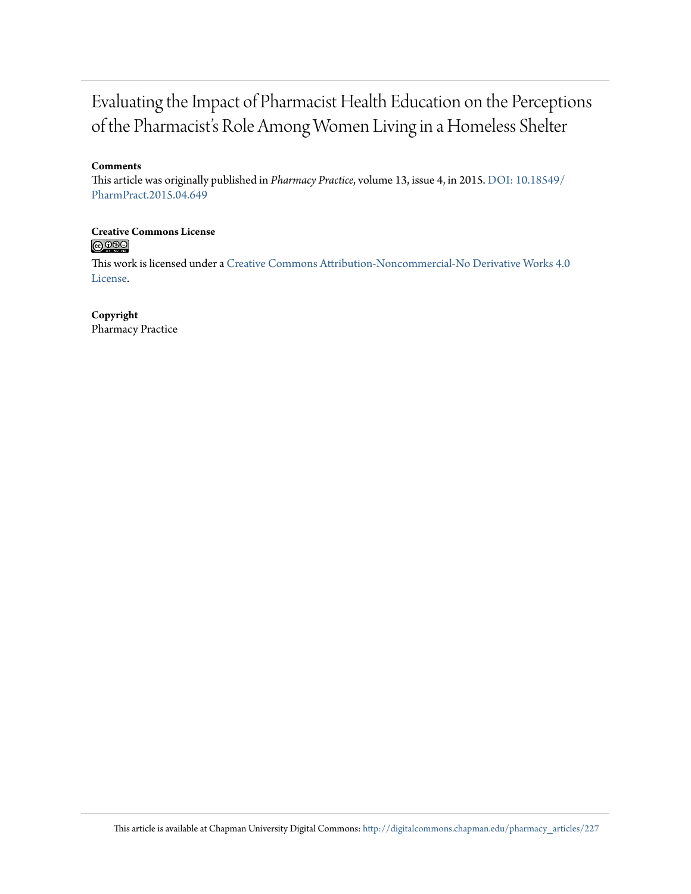# Evaluating the Impact of Pharmacist Health Education on the Perceptions of the Pharmacist's Role Among Women Living in a Homeless Shelter

**Comments**

This article was originally published in *Pharmacy Practice*, volume 13, issue 4, in 2015. DOI: 10.18549/PharmPract.2015.04.649

**Creative Commons License**

This work is licensed under a Creative Commons Attribution-Noncommercial-No Derivative Works 4.0 License.

**Copyright**

Pharmacy Practice

This article is available at Chapman University Digital Commons: http://digitalcommons.chapman.edu/pharmacy_articles/227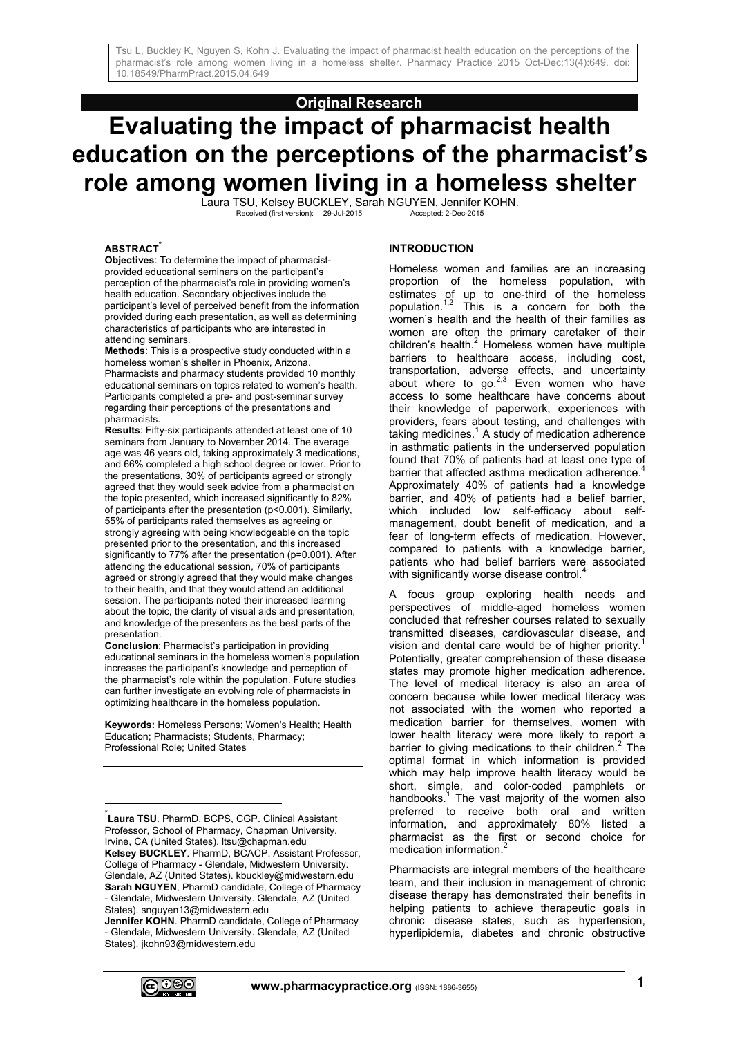**Original Research**

# Evaluating the impact of pharmacist health education on the perceptions of the pharmacist's role among women living in a homeless shelter

Laura TSU, Kelsey BUCKLEY, Sarah NGUYEN, Jennifer KOHN.

Received (first version): 29-Jul-2015 Accepted: 2-Dec-2015

### ABSTRACT*

**Objectives**: To determine the impact of pharmacist-provided educational seminars on the participant's perception of the pharmacist's role in providing women's health education. Secondary objectives include the participant's level of perceived benefit from the information provided during each presentation, as well as determining characteristics of participants who are interested in attending seminars.

**Methods**: This is a prospective study conducted within a homeless women's shelter in Phoenix, Arizona. Pharmacists and pharmacy students provided 10 monthly educational seminars on topics related to women's health. Participants completed a pre- and post-seminar survey regarding their perceptions of the presentations and pharmacists.

**Results**: Fifty-six participants attended at least one of 10 seminars from January to November 2014. The average age was 46 years old, taking approximately 3 medications, and 66% completed a high school degree or lower. Prior to the presentations, 30% of participants agreed or strongly agreed that they would seek advice from a pharmacist on the topic presented, which increased significantly to 82% of participants after the presentation ($p<0.001$). Similarly, 55% of participants rated themselves as agreeing or strongly agreeing with being knowledgeable on the topic presented prior to the presentation, and this increased significantly to 77% after the presentation ($p=0.001$). After attending the educational session, 70% of participants agreed or strongly agreed that they would make changes to their health, and that they would attend an additional session. The participants noted their increased learning about the topic, the clarity of visual aids and presentation, and knowledge of the presenters as the best parts of the presentation.

**Conclusion**: Pharmacist's participation in providing educational seminars in the homeless women's population increases the participant's knowledge and perception of the pharmacist's role within the population. Future studies can further investigate an evolving role of pharmacists in optimizing healthcare in the homeless population.

**Keywords:** Homeless Persons; Women's Health; Health Education; Pharmacists; Students, Pharmacy; Professional Role; United States

*__Laura TSU__. PharmD, BCPS, CGP. Clinical Assistant Professor, School of Pharmacy, Chapman University. Irvine, CA (United States). ltsu@chapman.edu
**Kelsey BUCKLEY**. PharmD, BCACP. Assistant Professor, College of Pharmacy - Glendale, Midwestern University. Glendale, AZ (United States). kbuckley@midwestern.edu
**Sarah NGUYEN**, PharmD candidate, College of Pharmacy - Glendale, Midwestern University. Glendale, AZ (United States). snguyen13@midwestern.edu
**Jennifer KOHN**. PharmD candidate, College of Pharmacy - Glendale, Midwestern University. Glendale, AZ (United States). jkohn93@midwestern.edu

## INTRODUCTION

Homeless women and families are an increasing proportion of the homeless population, with estimates of up to one-third of the homeless population.[1,2] This is a concern for both the women's health and the health of their families as women are often the primary caretaker of their children's health.[2] Homeless women have multiple barriers to healthcare access, including cost, transportation, adverse effects, and uncertainty about where to go.[2,3] Even women who have access to some healthcare have concerns about their knowledge of paperwork, experiences with providers, fears about testing, and challenges with taking medicines.[1] A study of medication adherence in asthmatic patients in the underserved population found that 70% of patients had at least one type of barrier that affected asthma medication adherence.[4] Approximately 40% of patients had a knowledge barrier, and 40% of patients had a belief barrier, which included low self-efficacy about self-management, doubt benefit of medication, and a fear of long-term effects of medication. However, compared to patients with a knowledge barrier, patients who had belief barriers were associated with significantly worse disease control.[4]

A focus group exploring health needs and perspectives of middle-aged homeless women concluded that refresher courses related to sexually transmitted diseases, cardiovascular disease, and vision and dental care would be of higher priority.[1] Potentially, greater comprehension of these disease states may promote higher medication adherence. The level of medical literacy is also an area of concern because while lower medical literacy was not associated with the women who reported a medication barrier for themselves, women with lower health literacy were more likely to report a barrier to giving medications to their children.[2] The optimal format in which information is provided which may help improve health literacy would be short, simple, and color-coded pamphlets or handbooks.[1] The vast majority of the women also preferred to receive both oral and written information, and approximately 80% listed a pharmacist as the first or second choice for medication information.[2]

Pharmacists are integral members of the healthcare team, and their inclusion in management of chronic disease therapy has demonstrated their benefits in helping patients to achieve therapeutic goals in chronic disease states, such as hypertension, hyperlipidemia, diabetes and chronic obstructive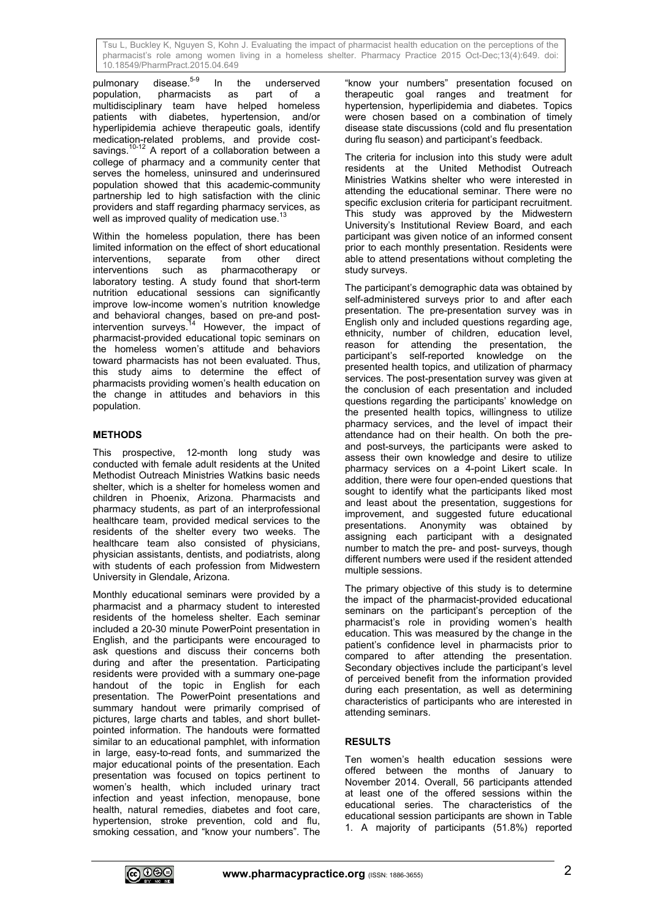pulmonary disease.[5-9] In the underserved population, pharmacists as part of a multidisciplinary team have helped homeless patients with diabetes, hypertension, and/or hyperlipidemia achieve therapeutic goals, identify medication-related problems, and provide cost-savings.[10-12] A report of a collaboration between a college of pharmacy and a community center that serves the homeless, uninsured and underinsured population showed that this academic-community partnership led to high satisfaction with the clinic providers and staff regarding pharmacy services, as well as improved quality of medication use.[13]

Within the homeless population, there has been limited information on the effect of short educational interventions, separate from other direct interventions such as pharmacotherapy or laboratory testing. A study found that short-term nutrition educational sessions can significantly improve low-income women's nutrition knowledge and behavioral changes, based on pre-and post-intervention surveys.[14] However, the impact of pharmacist-provided educational topic seminars on the homeless women's attitude and behaviors toward pharmacists has not been evaluated. Thus, this study aims to determine the effect of pharmacists providing women's health education on the change in attitudes and behaviors in this population.

## METHODS

This prospective, 12-month long study was conducted with female adult residents at the United Methodist Outreach Ministries Watkins basic needs shelter, which is a shelter for homeless women and children in Phoenix, Arizona. Pharmacists and pharmacy students, as part of an interprofessional healthcare team, provided medical services to the residents of the shelter every two weeks. The healthcare team also consisted of physicians, physician assistants, dentists, and podiatrists, along with students of each profession from Midwestern University in Glendale, Arizona.

Monthly educational seminars were provided by a pharmacist and a pharmacy student to interested residents of the homeless shelter. Each seminar included a 20-30 minute PowerPoint presentation in English, and the participants were encouraged to ask questions and discuss their concerns both during and after the presentation. Participating residents were provided with a summary one-page handout of the topic in English for each presentation. The PowerPoint presentations and summary handout were primarily comprised of pictures, large charts and tables, and short bullet-pointed information. The handouts were formatted similar to an educational pamphlet, with information in large, easy-to-read fonts, and summarized the major educational points of the presentation. Each presentation was focused on topics pertinent to women's health, which included urinary tract infection and yeast infection, menopause, bone health, natural remedies, diabetes and foot care, hypertension, stroke prevention, cold and flu, smoking cessation, and "know your numbers". The "know your numbers" presentation focused on therapeutic goal ranges and treatment for hypertension, hyperlipidemia and diabetes. Topics were chosen based on a combination of timely disease state discussions (cold and flu presentation during flu season) and participant's feedback.

The criteria for inclusion into this study were adult residents at the United Methodist Outreach Ministries Watkins shelter who were interested in attending the educational seminar. There were no specific exclusion criteria for participant recruitment. This study was approved by the Midwestern University's Institutional Review Board, and each participant was given notice of an informed consent prior to each monthly presentation. Residents were able to attend presentations without completing the study surveys.

The participant's demographic data was obtained by self-administered surveys prior to and after each presentation. The pre-presentation survey was in English only and included questions regarding age, ethnicity, number of children, education level, reason for attending the presentation, the participant's self-reported knowledge on the presented health topics, and utilization of pharmacy services. The post-presentation survey was given at the conclusion of each presentation and included questions regarding the participants' knowledge on the presented health topics, willingness to utilize pharmacy services, and the level of impact their attendance had on their health. On both the pre- and post-surveys, the participants were asked to assess their own knowledge and desire to utilize pharmacy services on a 4-point Likert scale. In addition, there were four open-ended questions that sought to identify what the participants liked most and least about the presentation, suggestions for improvement, and suggested future educational presentations. Anonymity was obtained by assigning each participant with a designated number to match the pre- and post- surveys, though different numbers were used if the resident attended multiple sessions.

The primary objective of this study is to determine the impact of the pharmacist-provided educational seminars on the participant's perception of the pharmacist's role in providing women's health education. This was measured by the change in the patient's confidence level in pharmacists prior to compared to after attending the presentation. Secondary objectives include the participant's level of perceived benefit from the information provided during each presentation, as well as determining characteristics of participants who are interested in attending seminars.

## RESULTS

Ten women's health education sessions were offered between the months of January to November 2014. Overall, 56 participants attended at least one of the offered sessions within the educational series. The characteristics of the educational session participants are shown in Table 1. A majority of participants (51.8%) reported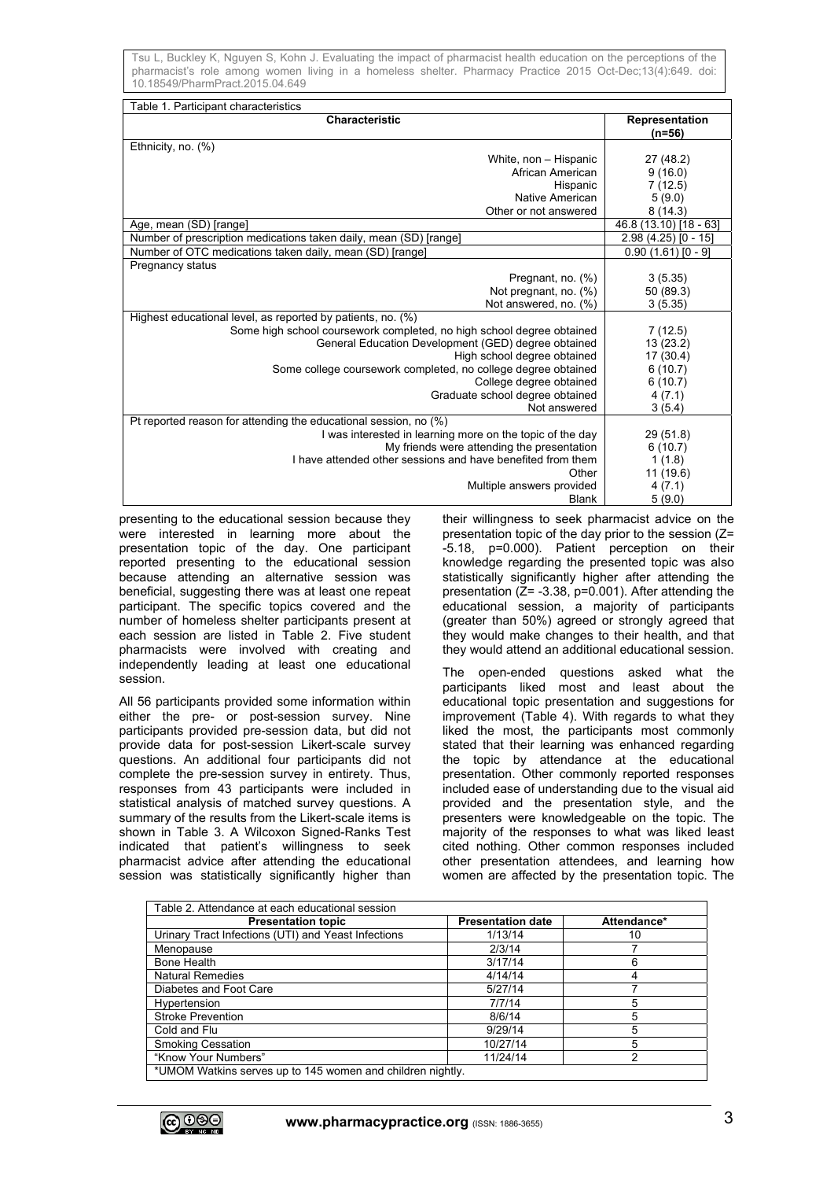| Table 1. Participant characteristics | |
|---|---|
| **Characteristic** | **Representation (n=56)** |
| Ethnicity, no. (%) | |
| White, non – Hispanic | 27 (48.2) |
| African American | 9 (16.0) |
| Hispanic | 7 (12.5) |
| Native American | 5 (9.0) |
| Other or not answered | 8 (14.3) |
| Age, mean (SD) [range] | 46.8 (13.10) [18 - 63] |
| Number of prescription medications taken daily, mean (SD) [range] | 2.98 (4.25) [0 - 15] |
| Number of OTC medications taken daily, mean (SD) [range] | 0.90 (1.61) [0 - 9] |
| Pregnancy status | |
| Pregnant, no. (%) | 3 (5.35) |
| Not pregnant, no. (%) | 50 (89.3) |
| Not answered, no. (%) | 3 (5.35) |
| Highest educational level, as reported by patients, no. (%) | |
| Some high school coursework completed, no high school degree obtained | 7 (12.5) |
| General Education Development (GED) degree obtained | 13 (23.2) |
| High school degree obtained | 17 (30.4) |
| Some college coursework completed, no college degree obtained | 6 (10.7) |
| College degree obtained | 6 (10.7) |
| Graduate school degree obtained | 4 (7.1) |
| Not answered | 3 (5.4) |
| Pt reported reason for attending the educational session, no (%) | |
| I was interested in learning more on the topic of the day | 29 (51.8) |
| My friends were attending the presentation | 6 (10.7) |
| I have attended other sessions and have benefited from them | 1 (1.8) |
| Other | 11 (19.6) |
| Multiple answers provided | 4 (7.1) |
| Blank | 5 (9.0) |

presenting to the educational session because they were interested in learning more about the presentation topic of the day. One participant reported presenting to the educational session because attending an alternative session was beneficial, suggesting there was at least one repeat participant. The specific topics covered and the number of homeless shelter participants present at each session are listed in Table 2. Five student pharmacists were involved with creating and independently leading at least one educational session.

All 56 participants provided some information within either the pre- or post-session survey. Nine participants provided pre-session data, but did not provide data for post-session Likert-scale survey questions. An additional four participants did not complete the pre-session survey in entirety. Thus, responses from 43 participants were included in statistical analysis of matched survey questions. A summary of the results from the Likert-scale items is shown in Table 3. A Wilcoxon Signed-Ranks Test indicated that patient's willingness to seek pharmacist advice after attending the educational session was statistically significantly higher than their willingness to seek pharmacist advice on the presentation topic of the day prior to the session ($Z= -5.18$, $p=0.000$). Patient perception on their knowledge regarding the presented topic was also statistically significantly higher after attending the presentation ($Z= -3.38$, $p=0.001$). After attending the educational session, a majority of participants (greater than 50%) agreed or strongly agreed that they would make changes to their health, and that they would attend an additional educational session.

The open-ended questions asked what the participants liked most and least about the educational topic presentation and suggestions for improvement (Table 4). With regards to what they liked the most, the participants most commonly stated that their learning was enhanced regarding the topic by attendance at the educational presentation. Other commonly reported responses included ease of understanding due to the visual aid provided and the presentation style, and the presenters were knowledgeable on the topic. The majority of the responses to what was liked least cited nothing. Other common responses included other presentation attendees, and learning how women are affected by the presentation topic. The

| Table 2. Attendance at each educational session | | |
|---|---|---|
| **Presentation topic** | **Presentation date** | **Attendance*** |
| Urinary Tract Infections (UTI) and Yeast Infections | 1/13/14 | 10 |
| Menopause | 2/3/14 | 7 |
| Bone Health | 3/17/14 | 6 |
| Natural Remedies | 4/14/14 | 4 |
| Diabetes and Foot Care | 5/27/14 | 7 |
| Hypertension | 7/7/14 | 5 |
| Stroke Prevention | 8/6/14 | 5 |
| Cold and Flu | 9/29/14 | 5 |
| Smoking Cessation | 10/27/14 | 5 |
| "Know Your Numbers" | 11/24/14 | 2 |
| *UMOM Watkins serves up to 145 women and children nightly. | | |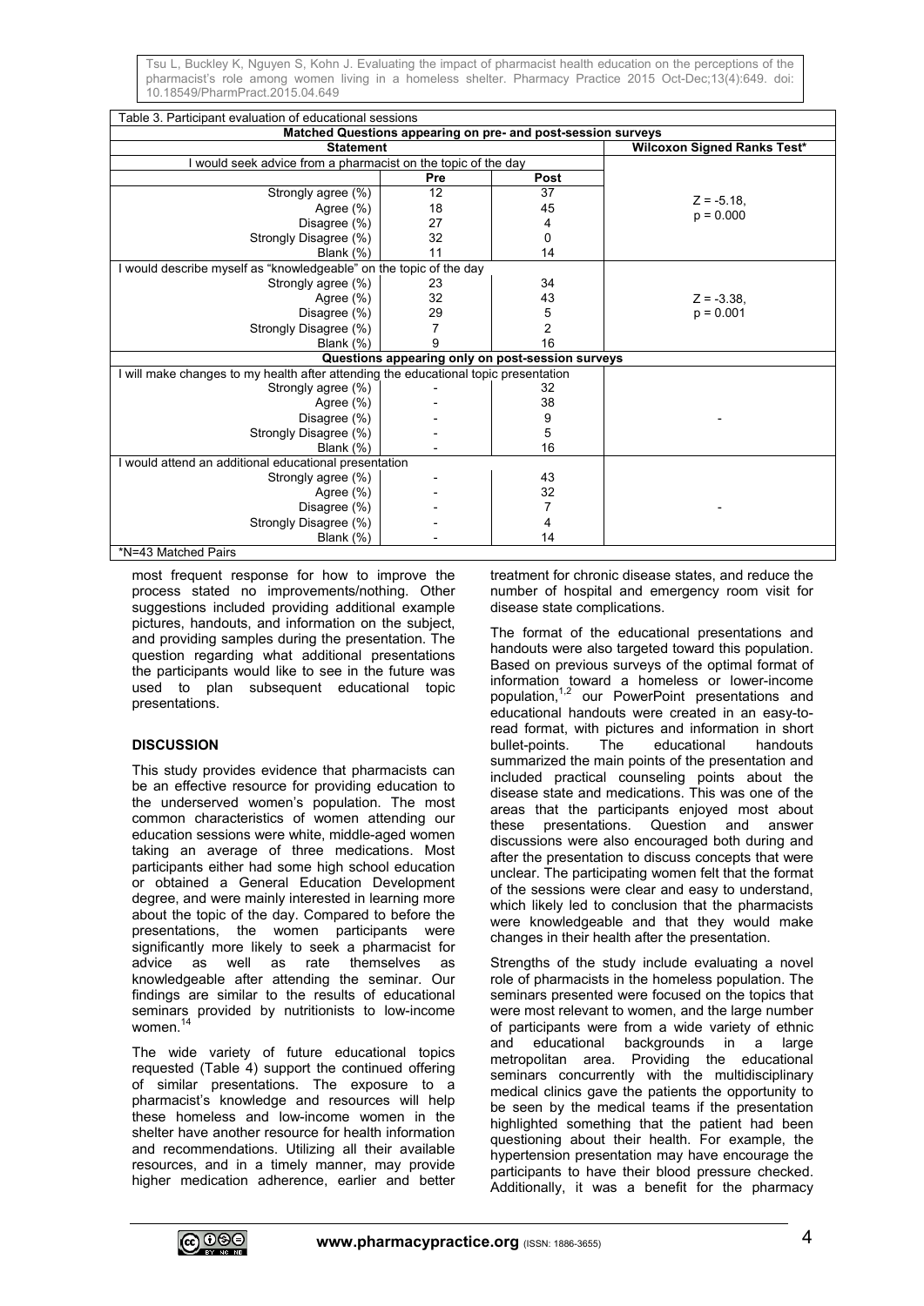Table 3. Participant evaluation of educational sessions

| Statement | Pre | Post | Wilcoxon Signed Ranks Test* |
|---|---|---|---|
| **Matched Questions appearing on pre- and post-session surveys** | | | |
| I would seek advice from a pharmacist on the topic of the day | | | |
| Strongly agree (%) | 12 | 37 | Z = -5.18, p = 0.000 |
| Agree (%) | 18 | 45 | |
| Disagree (%) | 27 | 4 | |
| Strongly Disagree (%) | 32 | 0 | |
| Blank (%) | 11 | 14 | |
| I would describe myself as "knowledgeable" on the topic of the day | | | |
| Strongly agree (%) | 23 | 34 | Z = -3.38, p = 0.001 |
| Agree (%) | 32 | 43 | |
| Disagree (%) | 29 | 5 | |
| Strongly Disagree (%) | 7 | 2 | |
| Blank (%) | 9 | 16 | |
| **Questions appearing only on post-session surveys** | | | |
| I will make changes to my health after attending the educational topic presentation | | | |
| Strongly agree (%) | - | 32 | - |
| Agree (%) | - | 38 | |
| Disagree (%) | - | 9 | |
| Strongly Disagree (%) | - | 5 | |
| Blank (%) | - | 16 | |
| I would attend an additional educational presentation | | | |
| Strongly agree (%) | - | 43 | - |
| Agree (%) | - | 32 | |
| Disagree (%) | - | 7 | |
| Strongly Disagree (%) | - | 4 | |
| Blank (%) | - | 14 | |

*N=43 Matched Pairs

most frequent response for how to improve the process stated no improvements/nothing. Other suggestions included providing additional example pictures, handouts, and information on the subject, and providing samples during the presentation. The question regarding what additional presentations the participants would like to see in the future was used to plan subsequent educational topic presentations.

## DISCUSSION

This study provides evidence that pharmacists can be an effective resource for providing education to the underserved women's population. The most common characteristics of women attending our education sessions were white, middle-aged women taking an average of three medications. Most participants either had some high school education or obtained a General Education Development degree, and were mainly interested in learning more about the topic of the day. Compared to before the presentations, the women participants were significantly more likely to seek a pharmacist for advice as well as rate themselves as knowledgeable after attending the seminar. Our findings are similar to the results of educational seminars provided by nutritionists to low-income women.[14]

The wide variety of future educational topics requested (Table 4) support the continued offering of similar presentations. The exposure to a pharmacist's knowledge and resources will help these homeless and low-income women in the shelter have another resource for health information and recommendations. Utilizing all their available resources, and in a timely manner, may provide higher medication adherence, earlier and better treatment for chronic disease states, and reduce the number of hospital and emergency room visit for disease state complications.

The format of the educational presentations and handouts were also targeted toward this population. Based on previous surveys of the optimal format of information toward a homeless or lower-income population,[1,2] our PowerPoint presentations and educational handouts were created in an easy-to-read format, with pictures and information in short bullet-points. The educational handouts summarized the main points of the presentation and included practical counseling points about the disease state and medications. This was one of the areas that the participants enjoyed most about these presentations. Question and answer discussions were also encouraged both during and after the presentation to discuss concepts that were unclear. The participating women felt that the format of the sessions were clear and easy to understand, which likely led to conclusion that the pharmacists were knowledgeable and that they would make changes in their health after the presentation.

Strengths of the study include evaluating a novel role of pharmacists in the homeless population. The seminars presented were focused on the topics that were most relevant to women, and the large number of participants were from a wide variety of ethnic and educational backgrounds in a large metropolitan area. Providing the educational seminars concurrently with the multidisciplinary medical clinics gave the patients the opportunity to be seen by the medical teams if the presentation highlighted something that the patient had been questioning about their health. For example, the hypertension presentation may have encourage the participants to have their blood pressure checked. Additionally, it was a benefit for the pharmacy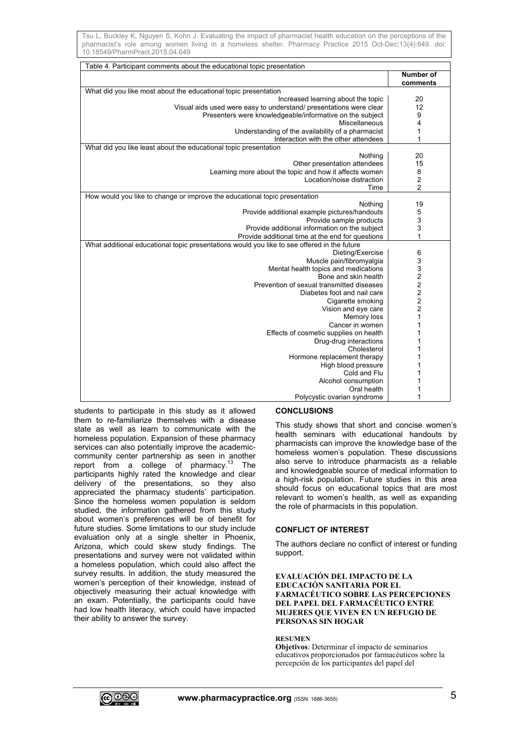Table 4. Participant comments about the educational topic presentation

| | Number of comments |
|---|---|
| **What did you like most about the educational topic presentation** | |
| Increased learning about the topic | 20 |
| Visual aids used were easy to understand/ presentations were clear | 12 |
| Presenters were knowledgeable/informative on the subject | 9 |
| Miscellaneous | 4 |
| Understanding of the availability of a pharmacist | 1 |
| Interaction with the other attendees | 1 |
| **What did you like least about the educational topic presentation** | |
| Nothing | 20 |
| Other presentation attendees | 15 |
| Learning more about the topic and how it affects women | 8 |
| Location/noise distraction | 2 |
| Time | 2 |
| **How would you like to change or improve the educational topic presentation** | |
| Nothing | 19 |
| Provide additional example pictures/handouts | 5 |
| Provide sample products | 3 |
| Provide additional information on the subject | 3 |
| Provide additional time at the end for questions | 1 |
| **What additional educational topic presentations would you like to see offered in the future** | |
| Dieting/Exercise | 6 |
| Muscle pain/fibromyalgia | 3 |
| Mental health topics and medications | 3 |
| Bone and skin health | 2 |
| Prevention of sexual transmitted diseases | 2 |
| Diabetes foot and nail care | 2 |
| Cigarette smoking | 2 |
| Vision and eye care | 2 |
| Memory loss | 1 |
| Cancer in women | 1 |
| Effects of cosmetic supplies on health | 1 |
| Drug-drug interactions | 1 |
| Cholesterol | 1 |
| Hormone replacement therapy | 1 |
| High blood pressure | 1 |
| Cold and Flu | 1 |
| Alcohol consumption | 1 |
| Oral health | 1 |
| Polycystic ovarian syndrome | 1 |

students to participate in this study as it allowed them to re-familiarize themselves with a disease state as well as learn to communicate with the homeless population. Expansion of these pharmacy services can also potentially improve the academic-community center partnership as seen in another report from a college of pharmacy.[13] The participants highly rated the knowledge and clear delivery of the presentations, so they also appreciated the pharmacy students' participation. Since the homeless women population is seldom studied, the information gathered from this study about women's preferences will be of benefit for future studies. Some limitations to our study include evaluation only at a single shelter in Phoenix, Arizona, which could skew study findings. The presentations and survey were not validated within a homeless population, which could also affect the survey results. In addition, the study measured the women's perception of their knowledge, instead of objectively measuring their actual knowledge with an exam. Potentially, the participants could have had low health literacy, which could have impacted their ability to answer the survey.

## CONCLUSIONS

This study shows that short and concise women's health seminars with educational handouts by pharmacists can improve the knowledge base of the homeless women's population. These discussions also serve to introduce pharmacists as a reliable and knowledgeable source of medical information to a high-risk population. Future studies in this area should focus on educational topics that are most relevant to women's health, as well as expanding the role of pharmacists in this population.

## CONFLICT OF INTEREST

The authors declare no conflict of interest or funding support.

## EVALUACIÓN DEL IMPACTO DE LA EDUCACIÓN SANITARIA POR EL FARMACÉUTICO SOBRE LAS PERCEPCIONES DEL PAPEL DEL FARMACÉUTICO ENTRE MUJERES QUE VIVEN EN UN REFUGIO DE PERSONAS SIN HOGAR

### RESUMEN

**Objetivos**: Determinar el impacto de seminarios educativos proporcionados por farmacéuticos sobre la percepción de los participantes del papel del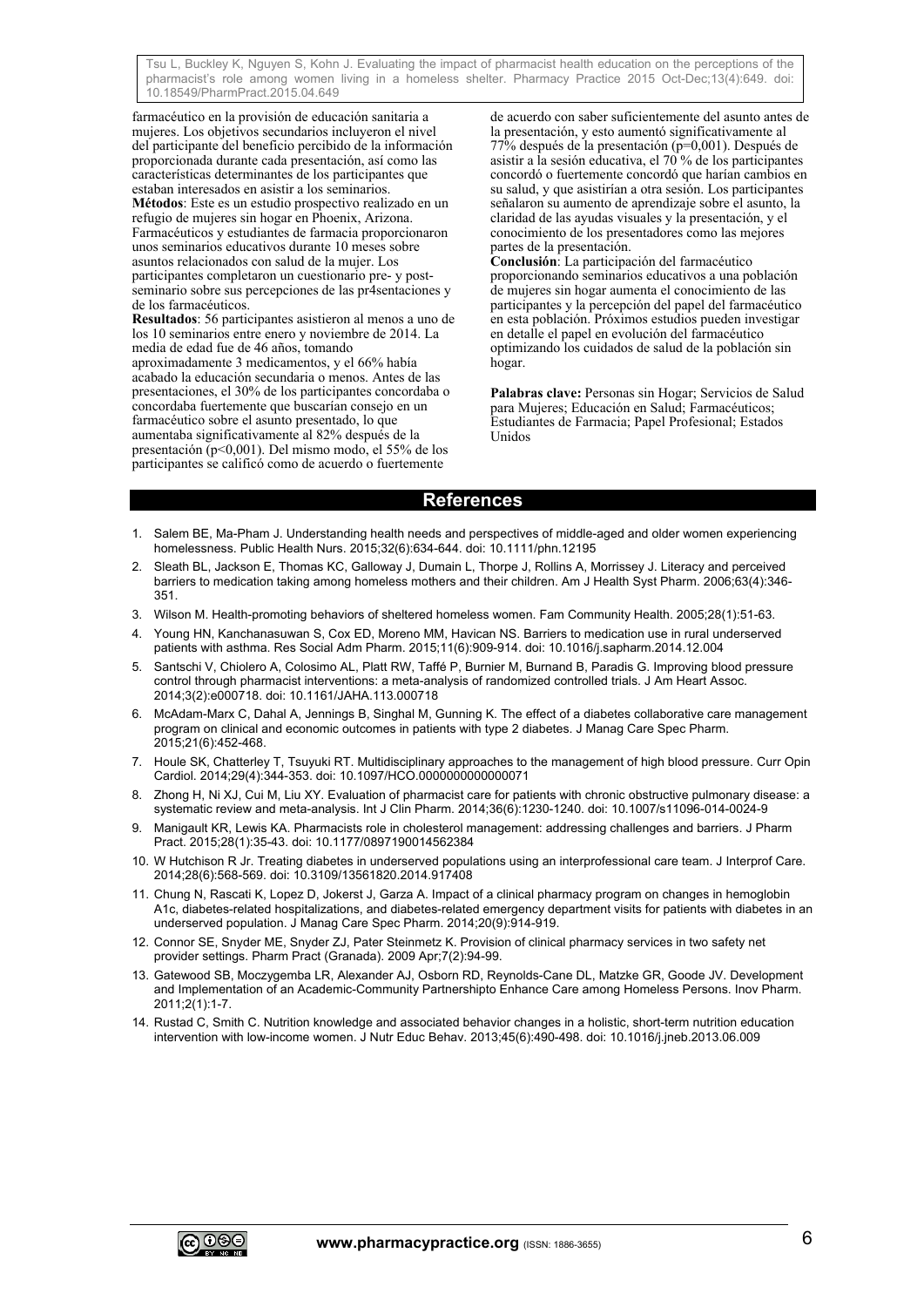farmacéutico en la provisión de educación sanitaria a mujeres. Los objetivos secundarios incluyeron el nivel del participante del beneficio percibido de la información proporcionada durante cada presentación, así como las características determinantes de los participantes que estaban interesados en asistir a los seminarios.

**Métodos**: Este es un estudio prospectivo realizado en un refugio de mujeres sin hogar en Phoenix, Arizona. Farmacéuticos y estudiantes de farmacia proporcionaron unos seminarios educativos durante 10 meses sobre asuntos relacionados con salud de la mujer. Los participantes completaron un cuestionario pre- y post-seminario sobre sus percepciones de las pr4sentaciones y de los farmacéuticos.

**Resultados**: 56 participantes asistieron al menos a uno de los 10 seminarios entre enero y noviembre de 2014. La media de edad fue de 46 años, tomando aproximadamente 3 medicamentos, y el 66% había acabado la educación secundaria o menos. Antes de las presentaciones, el 30% de los participantes concordaba o concordaba fuertemente que buscarían consejo en un farmacéutico sobre el asunto presentado, lo que aumentaba significativamente al 82% después de la presentación ($p<0{,}001$). Del mismo modo, el 55% de los participantes se calificó como de acuerdo o fuertemente de acuerdo con saber suficientemente del asunto antes de la presentación, y esto aumentó significativamente al 77% después de la presentación ($p=0{,}001$). Después de asistir a la sesión educativa, el 70 % de los participantes concordó o fuertemente concordó que harían cambios en su salud, y que asistirían a otra sesión. Los participantes señalaron su aumento de aprendizaje sobre el asunto, la claridad de las ayudas visuales y la presentación, y el conocimiento de los presentadores como las mejores partes de la presentación.

**Conclusión**: La participación del farmacéutico proporcionando seminarios educativos a una población de mujeres sin hogar aumenta el conocimiento de las participantes y la percepción del papel del farmacéutico en esta población. Próximos estudios pueden investigar en detalle el papel en evolución del farmacéutico optimizando los cuidados de salud de la población sin hogar.

**Palabras clave:** Personas sin Hogar; Servicios de Salud para Mujeres; Educación en Salud; Farmacéuticos; Estudiantes de Farmacia; Papel Profesional; Estados Unidos

## References

1. Salem BE, Ma-Pham J. Understanding health needs and perspectives of middle-aged and older women experiencing homelessness. Public Health Nurs. 2015;32(6):634-644. doi: 10.1111/phn.12195
2. Sleath BL, Jackson E, Thomas KC, Galloway J, Dumain L, Thorpe J, Rollins A, Morrissey J. Literacy and perceived barriers to medication taking among homeless mothers and their children. Am J Health Syst Pharm. 2006;63(4):346-351.
3. Wilson M. Health-promoting behaviors of sheltered homeless women. Fam Community Health. 2005;28(1):51-63.
4. Young HN, Kanchanasuwan S, Cox ED, Moreno MM, Havican NS. Barriers to medication use in rural underserved patients with asthma. Res Social Adm Pharm. 2015;11(6):909-914. doi: 10.1016/j.sapharm.2014.12.004
5. Santschi V, Chiolero A, Colosimo AL, Platt RW, Taffé P, Burnier M, Burnand B, Paradis G. Improving blood pressure control through pharmacist interventions: a meta-analysis of randomized controlled trials. J Am Heart Assoc. 2014;3(2):e000718. doi: 10.1161/JAHA.113.000718
6. McAdam-Marx C, Dahal A, Jennings B, Singhal M, Gunning K. The effect of a diabetes collaborative care management program on clinical and economic outcomes in patients with type 2 diabetes. J Manag Care Spec Pharm. 2015;21(6):452-468.
7. Houle SK, Chatterley T, Tsuyuki RT. Multidisciplinary approaches to the management of high blood pressure. Curr Opin Cardiol. 2014;29(4):344-353. doi: 10.1097/HCO.0000000000000071
8. Zhong H, Ni XJ, Cui M, Liu XY. Evaluation of pharmacist care for patients with chronic obstructive pulmonary disease: a systematic review and meta-analysis. Int J Clin Pharm. 2014;36(6):1230-1240. doi: 10.1007/s11096-014-0024-9
9. Manigault KR, Lewis KA. Pharmacists role in cholesterol management: addressing challenges and barriers. J Pharm Pract. 2015;28(1):35-43. doi: 10.1177/0897190014562384
10. W Hutchison R Jr. Treating diabetes in underserved populations using an interprofessional care team. J Interprof Care. 2014;28(6):568-569. doi: 10.3109/13561820.2014.917408
11. Chung N, Rascati K, Lopez D, Jokerst J, Garza A. Impact of a clinical pharmacy program on changes in hemoglobin A1c, diabetes-related hospitalizations, and diabetes-related emergency department visits for patients with diabetes in an underserved population. J Manag Care Spec Pharm. 2014;20(9):914-919.
12. Connor SE, Snyder ME, Snyder ZJ, Pater Steinmetz K. Provision of clinical pharmacy services in two safety net provider settings. Pharm Pract (Granada). 2009 Apr;7(2):94-99.
13. Gatewood SB, Moczygemba LR, Alexander AJ, Osborn RD, Reynolds-Cane DL, Matzke GR, Goode JV. Development and Implementation of an Academic-Community Partnershipto Enhance Care among Homeless Persons. Inov Pharm. 2011;2(1):1-7.
14. Rustad C, Smith C. Nutrition knowledge and associated behavior changes in a holistic, short-term nutrition education intervention with low-income women. J Nutr Educ Behav. 2013;45(6):490-498. doi: 10.1016/j.jneb.2013.06.009